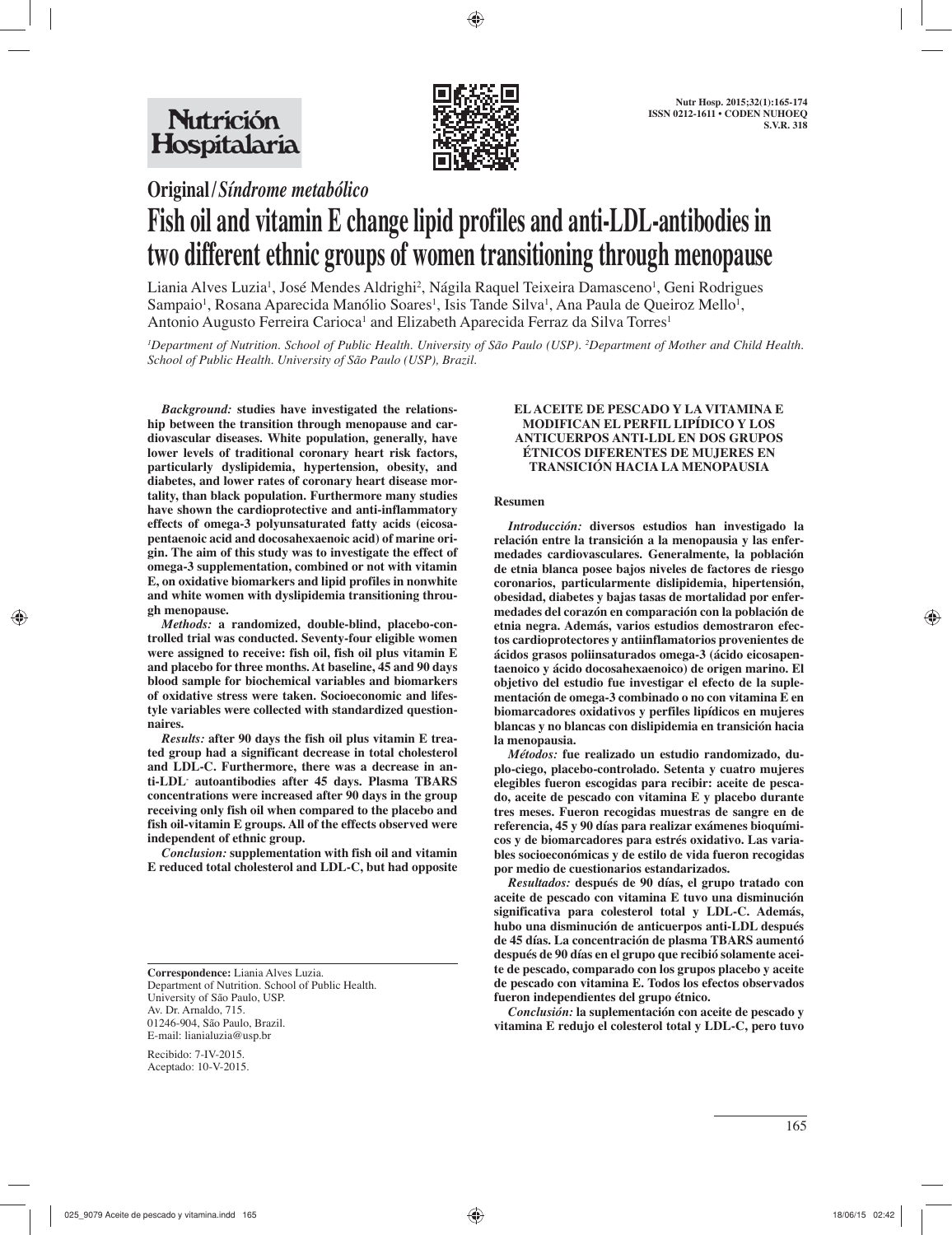Original/*Síndrome metabólico*

# Fish oil and vitamin E change lipid profiles and anti-LDL-antibodies in two different ethnic groups of women transitioning through menopause

Liania Alves Luzia[1], José Mendes Aldrighi[2], Nágila Raquel Teixeira Damasceno[1], Geni Rodrigues Sampaio[1], Rosana Aparecida Manólio Soares[1], Isis Tande Silva[1], Ana Paula de Queiroz Mello[1], Antonio Augusto Ferreira Carioca[1] and Elizabeth Aparecida Ferraz da Silva Torres[1]

*[1]Department of Nutrition. School of Public Health. University of São Paulo (USP). [2]Department of Mother and Child Health. School of Public Health. University of São Paulo (USP), Brazil.*

***Background:*** **studies have investigated the relationship between the transition through menopause and cardiovascular diseases. White population, generally, have lower levels of traditional coronary heart risk factors, particularly dyslipidemia, hypertension, obesity, and diabetes, and lower rates of coronary heart disease mortality, than black population. Furthermore many studies have shown the cardioprotective and anti-inflammatory effects of omega-3 polyunsaturated fatty acids (eicosapentaenoic acid and docosahexaenoic acid) of marine origin. The aim of this study was to investigate the effect of omega-3 supplementation, combined or not with vitamin E, on oxidative biomarkers and lipid profiles in nonwhite and white women with dyslipidemia transitioning through menopause.**

***Methods:*** **a randomized, double-blind, placebo-controlled trial was conducted. Seventy-four eligible women were assigned to receive: fish oil, fish oil plus vitamin E and placebo for three months. At baseline, 45 and 90 days blood sample for biochemical variables and biomarkers of oxidative stress were taken. Socioeconomic and lifestyle variables were collected with standardized questionnaires.**

***Results:*** **after 90 days the fish oil plus vitamin E treated group had a significant decrease in total cholesterol and LDL-C. Furthermore, there was a decrease in anti-LDL$^-$ autoantibodies after 45 days. Plasma TBARS concentrations were increased after 90 days in the group receiving only fish oil when compared to the placebo and fish oil-vitamin E groups. All of the effects observed were independent of ethnic group.**

***Conclusion:*** **supplementation with fish oil and vitamin E reduced total cholesterol and LDL-C, but had opposite**

**Correspondence:** Liania Alves Luzia.
Department of Nutrition. School of Public Health.
University of São Paulo, USP.
Av. Dr. Arnaldo, 715.
01246-904, São Paulo, Brazil.
E-mail: lianialuzia@usp.br

Recibido: 7-IV-2015.
Aceptado: 10-V-2015.

**EL ACEITE DE PESCADO Y LA VITAMINA E MODIFICAN EL PERFIL LIPÍDICO Y LOS ANTICUERPOS ANTI-LDL EN DOS GRUPOS ÉTNICOS DIFERENTES DE MUJERES EN TRANSICIÓN HACIA LA MENOPAUSIA**

**Resumen**

***Introducción:*** **diversos estudios han investigado la relación entre la transición a la menopausia y las enfermedades cardiovasculares. Generalmente, la población de etnia blanca posee bajos niveles de factores de riesgo coronarios, particularmente dislipidemia, hipertensión, obesidad, diabetes y bajas tasas de mortalidad por enfermedades del corazón en comparación con la población de etnia negra. Además, varios estudios demostraron efectos cardioprotectores y antiinflamatorios provenientes de ácidos grasos poliinsaturados omega-3 (ácido eicosapentaenoico y ácido docosahexaenoico) de origen marino. El objetivo del estudio fue investigar el efecto de la suplementación de omega-3 combinado o no con vitamina E en biomarcadores oxidativos y perfiles lipídicos en mujeres blancas y no blancas con dislipidemia en transición hacia la menopausia.**

***Métodos:*** **fue realizado un estudio randomizado, duplo-ciego, placebo-controlado. Setenta y cuatro mujeres elegibles fueron escogidas para recibir: aceite de pescado, aceite de pescado con vitamina E y placebo durante tres meses. Fueron recogidas muestras de sangre en de referencia, 45 y 90 días para realizar exámenes bioquímicos y de biomarcadores para estrés oxidativo. Las variables socioeconómicas y de estilo de vida fueron recogidas por medio de cuestionarios estandarizados.**

***Resultados:*** **después de 90 días, el grupo tratado con aceite de pescado con vitamina E tuvo una disminución significativa para colesterol total y LDL-C. Además, hubo una disminución de anticuerpos anti-LDL después de 45 días. La concentración de plasma TBARS aumentó después de 90 días en el grupo que recibió solamente aceite de pescado, comparado con los grupos placebo y aceite de pescado con vitamina E. Todos los efectos observados fueron independientes del grupo étnico.**

***Conclusión:*** **la suplementación con aceite de pescado y vitamina E redujo el colesterol total y LDL-C, pero tuvo**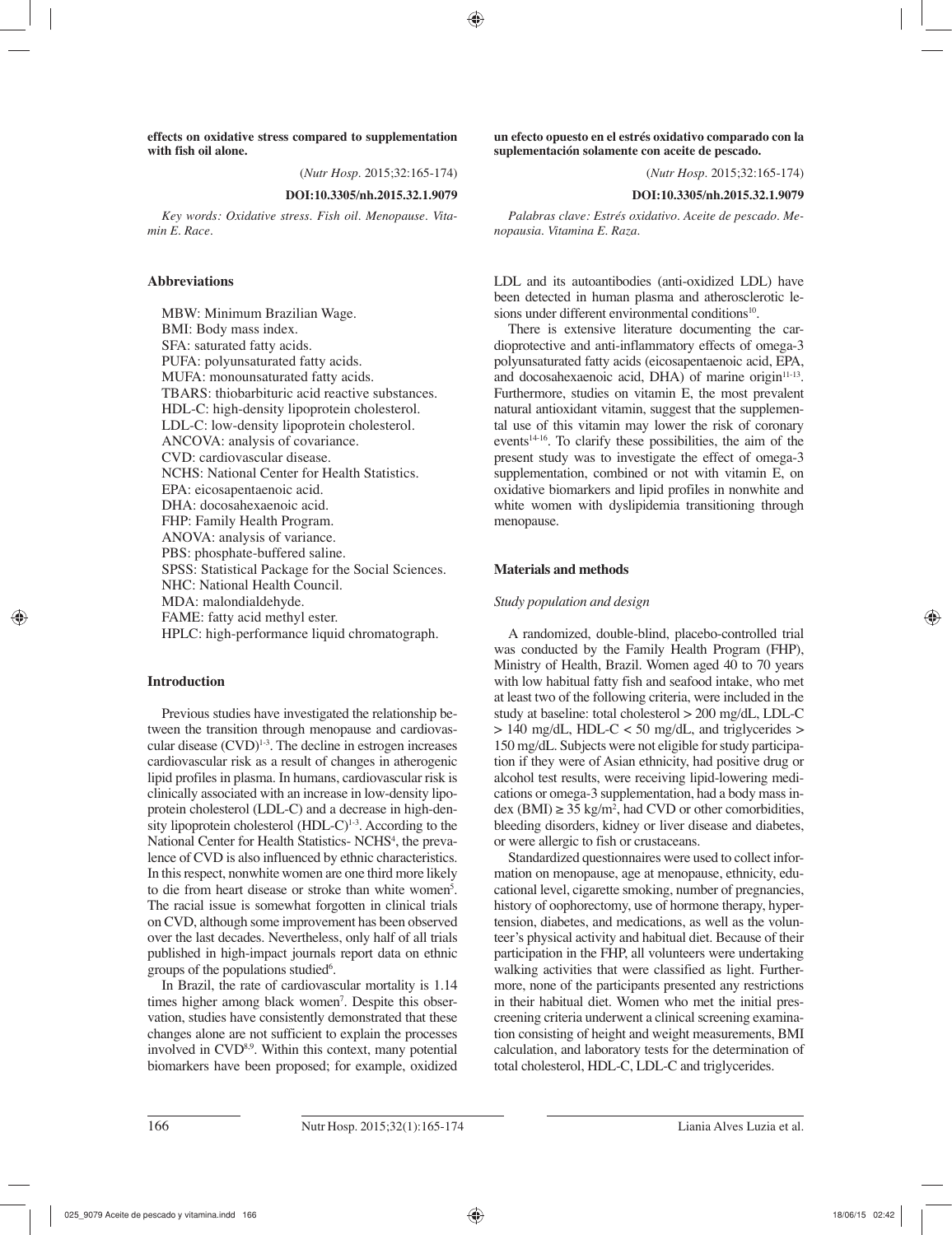**effects on oxidative stress compared to supplementation with fish oil alone.**

(*Nutr Hosp.* 2015;32:165-174)

**DOI:10.3305/nh.2015.32.1.9079**

*Key words: Oxidative stress. Fish oil. Menopause. Vitamin E. Race.*

**un efecto opuesto en el estrés oxidativo comparado con la suplementación solamente con aceite de pescado.**

(*Nutr Hosp.* 2015;32:165-174)

**DOI:10.3305/nh.2015.32.1.9079**

*Palabras clave: Estrés oxidativo. Aceite de pescado. Menopausia. Vitamina E. Raza.*

## Abbreviations

MBW: Minimum Brazilian Wage.
BMI: Body mass index.
SFA: saturated fatty acids.
PUFA: polyunsaturated fatty acids.
MUFA: monounsaturated fatty acids.
TBARS: thiobarbituric acid reactive substances.
HDL-C: high-density lipoprotein cholesterol.
LDL-C: low-density lipoprotein cholesterol.
ANCOVA: analysis of covariance.
CVD: cardiovascular disease.
NCHS: National Center for Health Statistics.
EPA: eicosapentaenoic acid.
DHA: docosahexaenoic acid.
FHP: Family Health Program.
ANOVA: analysis of variance.
PBS: phosphate-buffered saline.
SPSS: Statistical Package for the Social Sciences.
NHC: National Health Council.
MDA: malondialdehyde.
FAME: fatty acid methyl ester.
HPLC: high-performance liquid chromatograph.

## Introduction

Previous studies have investigated the relationship between the transition through menopause and cardiovascular disease (CVD)[1-3]. The decline in estrogen increases cardiovascular risk as a result of changes in atherogenic lipid profiles in plasma. In humans, cardiovascular risk is clinically associated with an increase in low-density lipoprotein cholesterol (LDL-C) and a decrease in high-density lipoprotein cholesterol (HDL-C)[1-3]. According to the National Center for Health Statistics- NCHS[4], the prevalence of CVD is also influenced by ethnic characteristics. In this respect, nonwhite women are one third more likely to die from heart disease or stroke than white women[5]. The racial issue is somewhat forgotten in clinical trials on CVD, although some improvement has been observed over the last decades. Nevertheless, only half of all trials published in high-impact journals report data on ethnic groups of the populations studied[6].

In Brazil, the rate of cardiovascular mortality is 1.14 times higher among black women[7]. Despite this observation, studies have consistently demonstrated that these changes alone are not sufficient to explain the processes involved in CVD[8,9]. Within this context, many potential biomarkers have been proposed; for example, oxidized LDL and its autoantibodies (anti-oxidized LDL) have been detected in human plasma and atherosclerotic lesions under different environmental conditions[10].

There is extensive literature documenting the cardioprotective and anti-inflammatory effects of omega-3 polyunsaturated fatty acids (eicosapentaenoic acid, EPA, and docosahexaenoic acid, DHA) of marine origin[11-13]. Furthermore, studies on vitamin E, the most prevalent natural antioxidant vitamin, suggest that the supplemental use of this vitamin may lower the risk of coronary events[14-16]. To clarify these possibilities, the aim of the present study was to investigate the effect of omega-3 supplementation, combined or not with vitamin E, on oxidative biomarkers and lipid profiles in nonwhite and white women with dyslipidemia transitioning through menopause.

## Materials and methods

### *Study population and design*

A randomized, double-blind, placebo-controlled trial was conducted by the Family Health Program (FHP), Ministry of Health, Brazil. Women aged 40 to 70 years with low habitual fatty fish and seafood intake, who met at least two of the following criteria, were included in the study at baseline: total cholesterol > 200 mg/dL, LDL-C > 140 mg/dL, HDL-C < 50 mg/dL, and triglycerides > 150 mg/dL. Subjects were not eligible for study participation if they were of Asian ethnicity, had positive drug or alcohol test results, were receiving lipid-lowering medications or omega-3 supplementation, had a body mass index (BMI) ≥ 35 kg/m$^2$, had CVD or other comorbidities, bleeding disorders, kidney or liver disease and diabetes, or were allergic to fish or crustaceans.

Standardized questionnaires were used to collect information on menopause, age at menopause, ethnicity, educational level, cigarette smoking, number of pregnancies, history of oophorectomy, use of hormone therapy, hypertension, diabetes, and medications, as well as the volunteer's physical activity and habitual diet. Because of their participation in the FHP, all volunteers were undertaking walking activities that were classified as light. Furthermore, none of the participants presented any restrictions in their habitual diet. Women who met the initial prescreening criteria underwent a clinical screening examination consisting of height and weight measurements, BMI calculation, and laboratory tests for the determination of total cholesterol, HDL-C, LDL-C and triglycerides.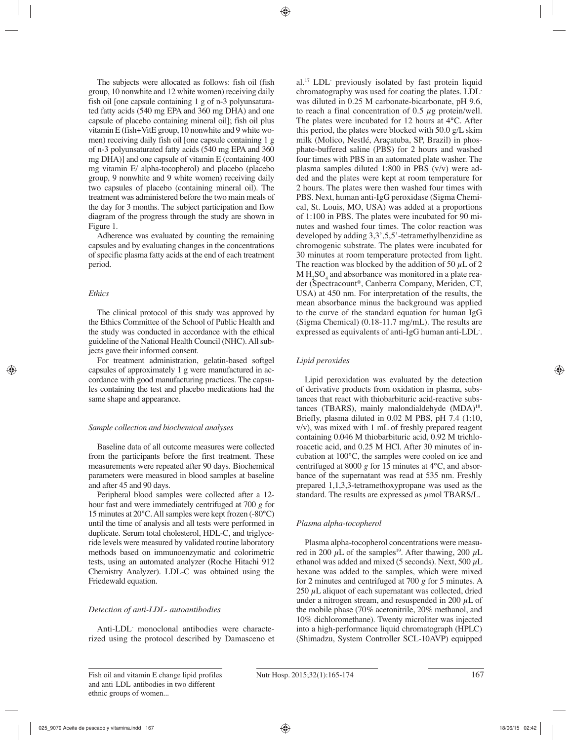The subjects were allocated as follows: fish oil (fish group, 10 nonwhite and 12 white women) receiving daily fish oil [one capsule containing 1 g of n-3 polyunsaturated fatty acids (540 mg EPA and 360 mg DHA) and one capsule of placebo containing mineral oil]; fish oil plus vitamin E (fish+VitE group, 10 nonwhite and 9 white women) receiving daily fish oil [one capsule containing 1 g of n-3 polyunsaturated fatty acids (540 mg EPA and 360 mg DHA)] and one capsule of vitamin E (containing 400 mg vitamin E/ alpha-tocopherol) and placebo (placebo group, 9 nonwhite and 9 white women) receiving daily two capsules of placebo (containing mineral oil). The treatment was administered before the two main meals of the day for 3 months. The subject participation and flow diagram of the progress through the study are shown in Figure 1.

Adherence was evaluated by counting the remaining capsules and by evaluating changes in the concentrations of specific plasma fatty acids at the end of each treatment period.

### *Ethics*

The clinical protocol of this study was approved by the Ethics Committee of the School of Public Health and the study was conducted in accordance with the ethical guideline of the National Health Council (NHC). All subjects gave their informed consent.

For treatment administration, gelatin-based softgel capsules of approximately 1 g were manufactured in accordance with good manufacturing practices. The capsules containing the test and placebo medications had the same shape and appearance.

### *Sample collection and biochemical analyses*

Baseline data of all outcome measures were collected from the participants before the first treatment. These measurements were repeated after 90 days. Biochemical parameters were measured in blood samples at baseline and after 45 and 90 days.

Peripheral blood samples were collected after a 12-hour fast and were immediately centrifuged at 700 *g* for 15 minutes at 20°C. All samples were kept frozen (-80°C) until the time of analysis and all tests were performed in duplicate. Serum total cholesterol, HDL-C, and triglyceride levels were measured by validated routine laboratory methods based on immunoenzymatic and colorimetric tests, using an automated analyzer (Roche Hitachi 912 Chemistry Analyzer). LDL-C was obtained using the Friedewald equation.

### *Detection of anti-LDL- autoantibodies*

Anti-LDL$^-$ monoclonal antibodies were characterized using the protocol described by Damasceno et al.[17] LDL$^-$ previously isolated by fast protein liquid chromatography was used for coating the plates. LDL$^-$ was diluted in 0.25 M carbonate-bicarbonate, pH 9.6, to reach a final concentration of 0.5 $\mu$g protein/well. The plates were incubated for 12 hours at 4°C. After this period, the plates were blocked with 50.0 g/L skim milk (Molico, Nestlé, Araçatuba, SP, Brazil) in phosphate-buffered saline (PBS) for 2 hours and washed four times with PBS in an automated plate washer. The plasma samples diluted 1:800 in PBS (v/v) were added and the plates were kept at room temperature for 2 hours. The plates were then washed four times with PBS. Next, human anti-IgG peroxidase (Sigma Chemical, St. Louis, MO, USA) was added at a proportions of 1:100 in PBS. The plates were incubated for 90 minutes and washed four times. The color reaction was developed by adding 3,3',5,5'-tetramethylbenzidine as chromogenic substrate. The plates were incubated for 30 minutes at room temperature protected from light. The reaction was blocked by the addition of 50 $\mu$L of 2 M $H_2SO_4$ and absorbance was monitored in a plate reader (Spectracount®, Canberra Company, Meriden, CT, USA) at 450 nm. For interpretation of the results, the mean absorbance minus the background was applied to the curve of the standard equation for human IgG (Sigma Chemical) (0.18-11.7 mg/mL). The results are expressed as equivalents of anti-IgG human anti-LDL$^-$.

### *Lipid peroxides*

Lipid peroxidation was evaluated by the detection of derivative products from oxidation in plasma, substances that react with thiobarbituric acid-reactive substances (TBARS), mainly malondialdehyde (MDA)[18]. Briefly, plasma diluted in 0.02 M PBS, pH 7.4 (1:10, v/v), was mixed with 1 mL of freshly prepared reagent containing 0.046 M thiobarbituric acid, 0.92 M trichloroacetic acid, and 0.25 M HCl. After 30 minutes of incubation at 100°C, the samples were cooled on ice and centrifuged at 8000 *g* for 15 minutes at 4°C, and absorbance of the supernatant was read at 535 nm. Freshly prepared 1,1,3,3-tetramethoxypropane was used as the standard. The results are expressed as $\mu$mol TBARS/L.

### *Plasma alpha-tocopherol*

Plasma alpha-tocopherol concentrations were measured in 200 $\mu$L of the samples[19]. After thawing, 200 $\mu$L ethanol was added and mixed (5 seconds). Next, 500 $\mu$L hexane was added to the samples, which were mixed for 2 minutes and centrifuged at 700 *g* for 5 minutes. A 250 $\mu$L aliquot of each supernatant was collected, dried under a nitrogen stream, and resuspended in 200 $\mu$L of the mobile phase (70% acetonitrile, 20% methanol, and 10% dichloromethane). Twenty microliter was injected into a high-performance liquid chromatograph (HPLC) (Shimadzu, System Controller SCL-10AVP) equipped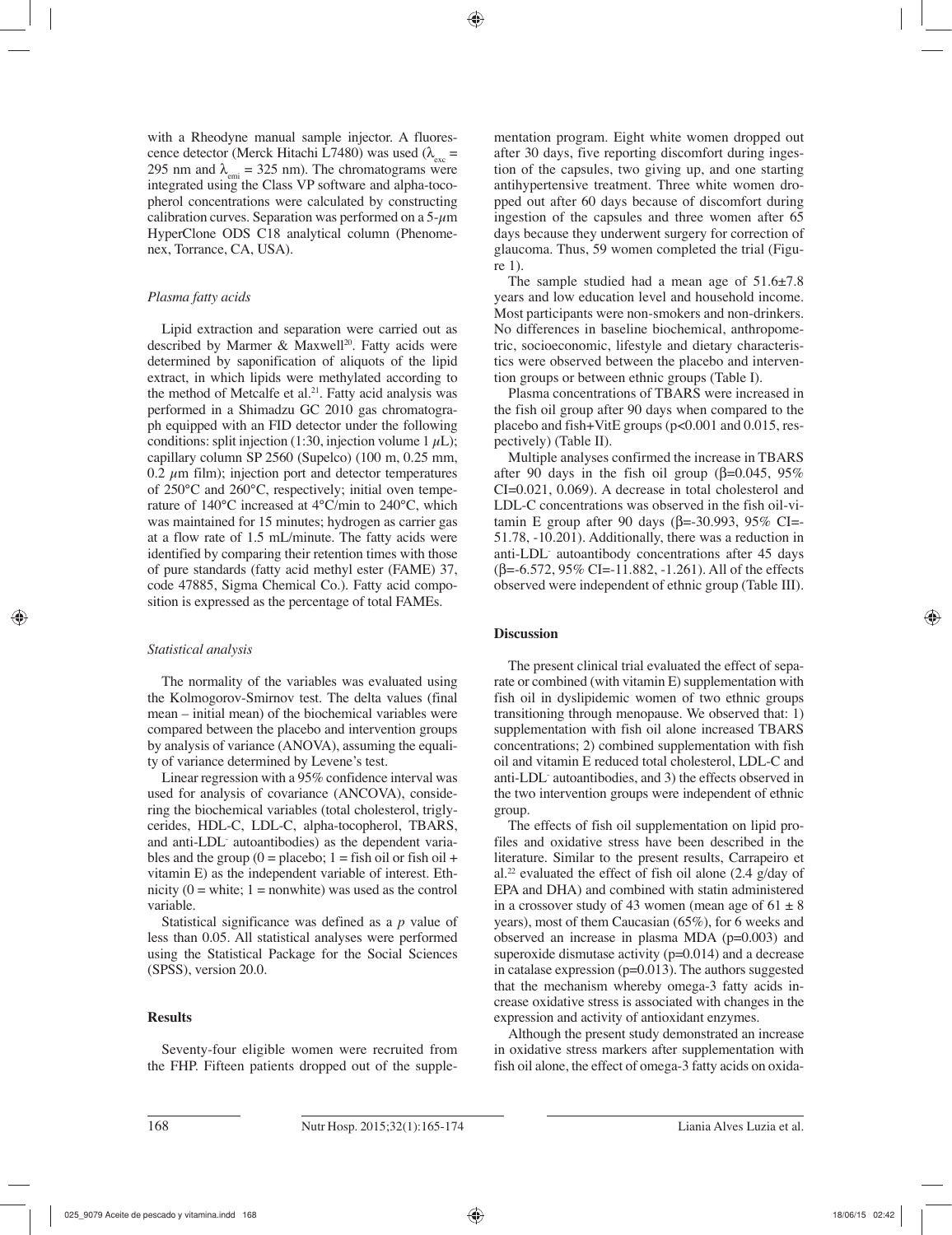with a Rheodyne manual sample injector. A fluorescence detector (Merck Hitachi L7480) was used ($\lambda_{exc}$ = 295 nm and $\lambda_{emi}$ = 325 nm). The chromatograms were integrated using the Class VP software and alpha-tocopherol concentrations were calculated by constructing calibration curves. Separation was performed on a 5-$\mu$m HyperClone ODS C18 analytical column (Phenomenex, Torrance, CA, USA).

### *Plasma fatty acids*

Lipid extraction and separation were carried out as described by Marmer & Maxwell[20]. Fatty acids were determined by saponification of aliquots of the lipid extract, in which lipids were methylated according to the method of Metcalfe et al.[21]. Fatty acid analysis was performed in a Shimadzu GC 2010 gas chromatograph equipped with an FID detector under the following conditions: split injection (1:30, injection volume 1 $\mu$L); capillary column SP 2560 (Supelco) (100 m, 0.25 mm, 0.2 $\mu$m film); injection port and detector temperatures of 250°C and 260°C, respectively; initial oven temperature of 140°C increased at 4°C/min to 240°C, which was maintained for 15 minutes; hydrogen as carrier gas at a flow rate of 1.5 mL/minute. The fatty acids were identified by comparing their retention times with those of pure standards (fatty acid methyl ester (FAME) 37, code 47885, Sigma Chemical Co.). Fatty acid composition is expressed as the percentage of total FAMEs.

### *Statistical analysis*

The normality of the variables was evaluated using the Kolmogorov-Smirnov test. The delta values (final mean – initial mean) of the biochemical variables were compared between the placebo and intervention groups by analysis of variance (ANOVA), assuming the equality of variance determined by Levene's test.

Linear regression with a 95% confidence interval was used for analysis of covariance (ANCOVA), considering the biochemical variables (total cholesterol, triglycerides, HDL-C, LDL-C, alpha-tocopherol, TBARS, and anti-LDL$^-$ autoantibodies) as the dependent variables and the group (0 = placebo; 1 = fish oil or fish oil + vitamin E) as the independent variable of interest. Ethnicity (0 = white; 1 = nonwhite) was used as the control variable.

Statistical significance was defined as a *p* value of less than 0.05. All statistical analyses were performed using the Statistical Package for the Social Sciences (SPSS), version 20.0.

## **Results**

Seventy-four eligible women were recruited from the FHP. Fifteen patients dropped out of the supplementation program. Eight white women dropped out after 30 days, five reporting discomfort during ingestion of the capsules, two giving up, and one starting antihypertensive treatment. Three white women dropped out after 60 days because of discomfort during ingestion of the capsules and three women after 65 days because they underwent surgery for correction of glaucoma. Thus, 59 women completed the trial (Figure 1).

The sample studied had a mean age of 51.6±7.8 years and low education level and household income. Most participants were non-smokers and non-drinkers. No differences in baseline biochemical, anthropometric, socioeconomic, lifestyle and dietary characteristics were observed between the placebo and intervention groups or between ethnic groups (Table I).

Plasma concentrations of TBARS were increased in the fish oil group after 90 days when compared to the placebo and fish+VitE groups ($p<0.001$ and 0.015, respectively) (Table II).

Multiple analyses confirmed the increase in TBARS after 90 days in the fish oil group ($\beta$=0.045, 95% CI=0.021, 0.069). A decrease in total cholesterol and LDL-C concentrations was observed in the fish oil-vitamin E group after 90 days ($\beta$=-30.993, 95% CI=-51.78, -10.201). Additionally, there was a reduction in anti-LDL$^-$ autoantibody concentrations after 45 days ($\beta$=-6.572, 95% CI=-11.882, -1.261). All of the effects observed were independent of ethnic group (Table III).

## **Discussion**

The present clinical trial evaluated the effect of separate or combined (with vitamin E) supplementation with fish oil in dyslipidemic women of two ethnic groups transitioning through menopause. We observed that: 1) supplementation with fish oil alone increased TBARS concentrations; 2) combined supplementation with fish oil and vitamin E reduced total cholesterol, LDL-C and anti-LDL$^-$ autoantibodies, and 3) the effects observed in the two intervention groups were independent of ethnic group.

The effects of fish oil supplementation on lipid profiles and oxidative stress have been described in the literature. Similar to the present results, Carrapeiro et al.[22] evaluated the effect of fish oil alone (2.4 g/day of EPA and DHA) and combined with statin administered in a crossover study of 43 women (mean age of 61 ± 8 years), most of them Caucasian (65%), for 6 weeks and observed an increase in plasma MDA ($p=0.003$) and superoxide dismutase activity ($p=0.014$) and a decrease in catalase expression ($p=0.013$). The authors suggested that the mechanism whereby omega-3 fatty acids increase oxidative stress is associated with changes in the expression and activity of antioxidant enzymes.

Although the present study demonstrated an increase in oxidative stress markers after supplementation with fish oil alone, the effect of omega-3 fatty acids on oxida-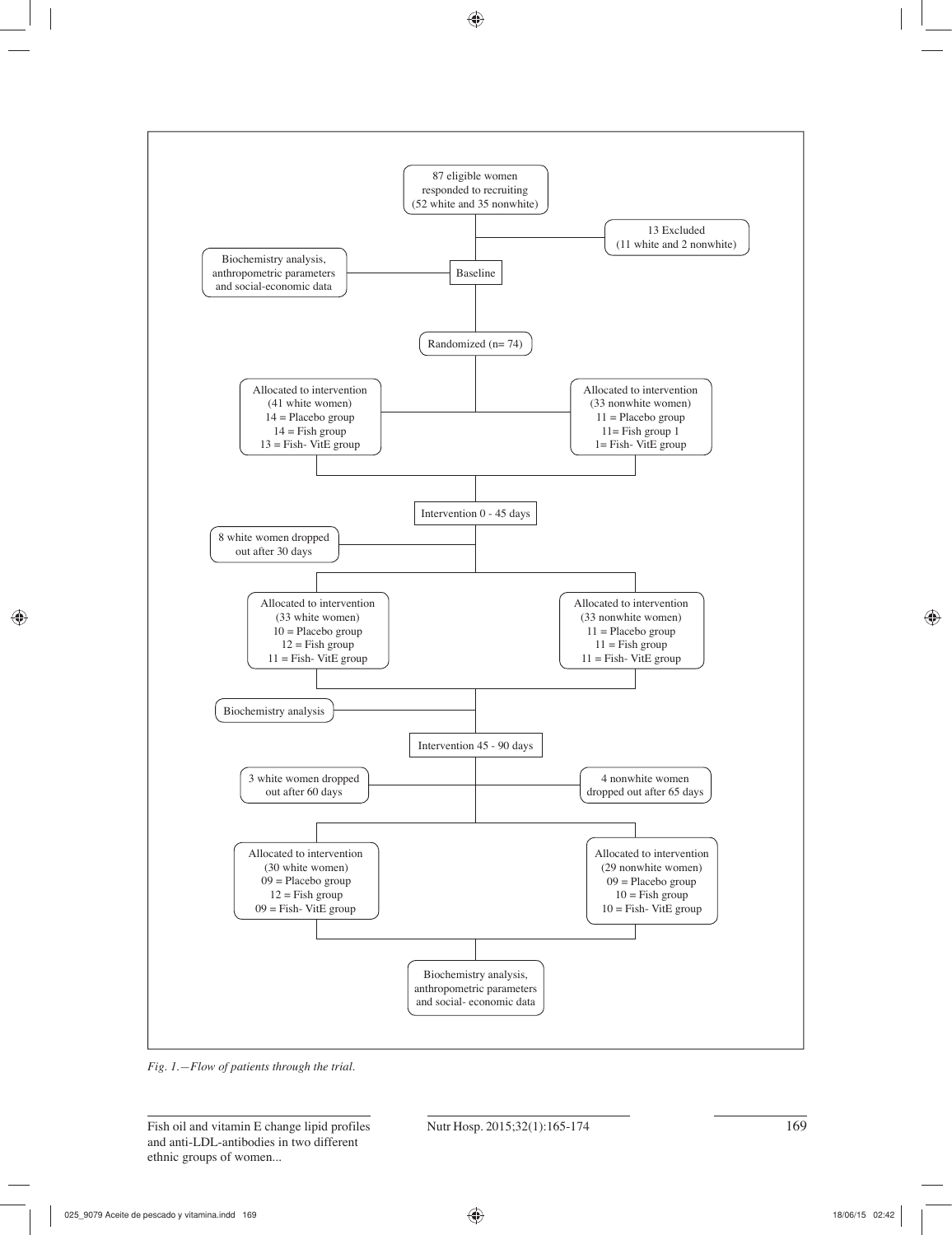87 eligible women responded to recruiting (52 white and 35 nonwhite)

13 Excluded (11 white and 2 nonwhite)

Biochemistry analysis, anthropometric parameters and social-economic data

Baseline

Randomized (n= 74)

Allocated to intervention (41 white women)
14 = Placebo group
14 = Fish group
13 = Fish- VitE group

Allocated to intervention (33 nonwhite women)
11 = Placebo group
11= Fish group 1
1= Fish- VitE group

Intervention 0 - 45 days

8 white women dropped out after 30 days

Allocated to intervention (33 white women)
10 = Placebo group
12 = Fish group
11 = Fish- VitE group

Allocated to intervention (33 nonwhite women)
11 = Placebo group
11 = Fish group
11 = Fish- VitE group

Biochemistry analysis

Intervention 45 - 90 days

3 white women dropped out after 60 days

4 nonwhite women dropped out after 65 days

Allocated to intervention (30 white women)
09 = Placebo group
12 = Fish group
09 = Fish- VitE group

Allocated to intervention (29 nonwhite women)
09 = Placebo group
10 = Fish group
10 = Fish- VitE group

Biochemistry analysis, anthropometric parameters and social- economic data

*Fig. 1.—Flow of patients through the trial.*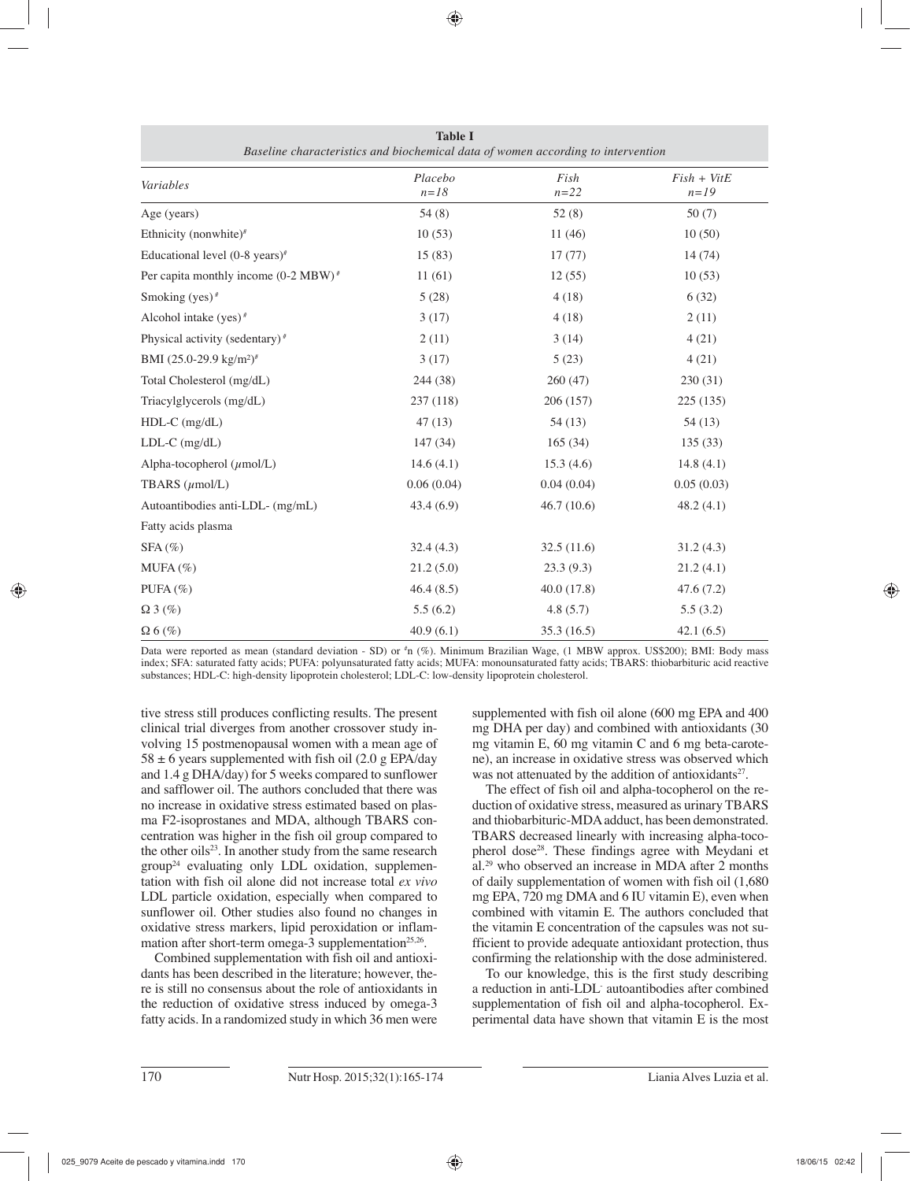**Table I**
*Baseline characteristics and biochemical data of women according to intervention*

| *Variables* | *Placebo n=18* | *Fish n=22* | *Fish + VitE n=19* |
|---|---|---|---|
| Age (years) | 54 (8) | 52 (8) | 50 (7) |
| Ethnicity (nonwhite)[#] | 10 (53) | 11 (46) | 10 (50) |
| Educational level (0-8 years)[#] | 15 (83) | 17 (77) | 14 (74) |
| Per capita monthly income (0-2 MBW)[#] | 11 (61) | 12 (55) | 10 (53) |
| Smoking (yes)[#] | 5 (28) | 4 (18) | 6 (32) |
| Alcohol intake (yes)[#] | 3 (17) | 4 (18) | 2 (11) |
| Physical activity (sedentary)[#] | 2 (11) | 3 (14) | 4 (21) |
| BMI (25.0-29.9 kg/m²)[#] | 3 (17) | 5 (23) | 4 (21) |
| Total Cholesterol (mg/dL) | 244 (38) | 260 (47) | 230 (31) |
| Triacylglycerols (mg/dL) | 237 (118) | 206 (157) | 225 (135) |
| HDL-C (mg/dL) | 47 (13) | 54 (13) | 54 (13) |
| LDL-C (mg/dL) | 147 (34) | 165 (34) | 135 (33) |
| Alpha-tocopherol (μmol/L) | 14.6 (4.1) | 15.3 (4.6) | 14.8 (4.1) |
| TBARS (μmol/L) | 0.06 (0.04) | 0.04 (0.04) | 0.05 (0.03) |
| Autoantibodies anti-LDL- (mg/mL) | 43.4 (6.9) | 46.7 (10.6) | 48.2 (4.1) |
| Fatty acids plasma | | | |
| SFA (%) | 32.4 (4.3) | 32.5 (11.6) | 31.2 (4.3) |
| MUFA (%) | 21.2 (5.0) | 23.3 (9.3) | 21.2 (4.1) |
| PUFA (%) | 46.4 (8.5) | 40.0 (17.8) | 47.6 (7.2) |
| Ω 3 (%) | 5.5 (6.2) | 4.8 (5.7) | 5.5 (3.2) |
| Ω 6 (%) | 40.9 (6.1) | 35.3 (16.5) | 42.1 (6.5) |

Data were reported as mean (standard deviation - SD) or [#]n (%). Minimum Brazilian Wage, (1 MBW approx. US$200); BMI: Body mass index; SFA: saturated fatty acids; PUFA: polyunsaturated fatty acids; MUFA: monounsaturated fatty acids; TBARS: thiobarbituric acid reactive substances; HDL-C: high-density lipoprotein cholesterol; LDL-C: low-density lipoprotein cholesterol.

tive stress still produces conflicting results. The present clinical trial diverges from another crossover study involving 15 postmenopausal women with a mean age of $58 \pm 6$ years supplemented with fish oil (2.0 g EPA/day and 1.4 g DHA/day) for 5 weeks compared to sunflower and safflower oil. The authors concluded that there was no increase in oxidative stress estimated based on plasma F2-isoprostanes and MDA, although TBARS concentration was higher in the fish oil group compared to the other oils[23]. In another study from the same research group[24] evaluating only LDL oxidation, supplementation with fish oil alone did not increase total *ex vivo* LDL particle oxidation, especially when compared to sunflower oil. Other studies also found no changes in oxidative stress markers, lipid peroxidation or inflammation after short-term omega-3 supplementation[25,26].

Combined supplementation with fish oil and antioxidants has been described in the literature; however, there is still no consensus about the role of antioxidants in the reduction of oxidative stress induced by omega-3 fatty acids. In a randomized study in which 36 men were supplemented with fish oil alone (600 mg EPA and 400 mg DHA per day) and combined with antioxidants (30 mg vitamin E, 60 mg vitamin C and 6 mg beta-carotene), an increase in oxidative stress was observed which was not attenuated by the addition of antioxidants[27].

The effect of fish oil and alpha-tocopherol on the reduction of oxidative stress, measured as urinary TBARS and thiobarbituric-MDA adduct, has been demonstrated. TBARS decreased linearly with increasing alpha-tocopherol dose[28]. These findings agree with Meydani et al.[29] who observed an increase in MDA after 2 months of daily supplementation of women with fish oil (1,680 mg EPA, 720 mg DMA and 6 IU vitamin E), even when combined with vitamin E. The authors concluded that the vitamin E concentration of the capsules was not sufficient to provide adequate antioxidant protection, thus confirming the relationship with the dose administered.

To our knowledge, this is the first study describing a reduction in anti-LDL- autoantibodies after combined supplementation of fish oil and alpha-tocopherol. Experimental data have shown that vitamin E is the most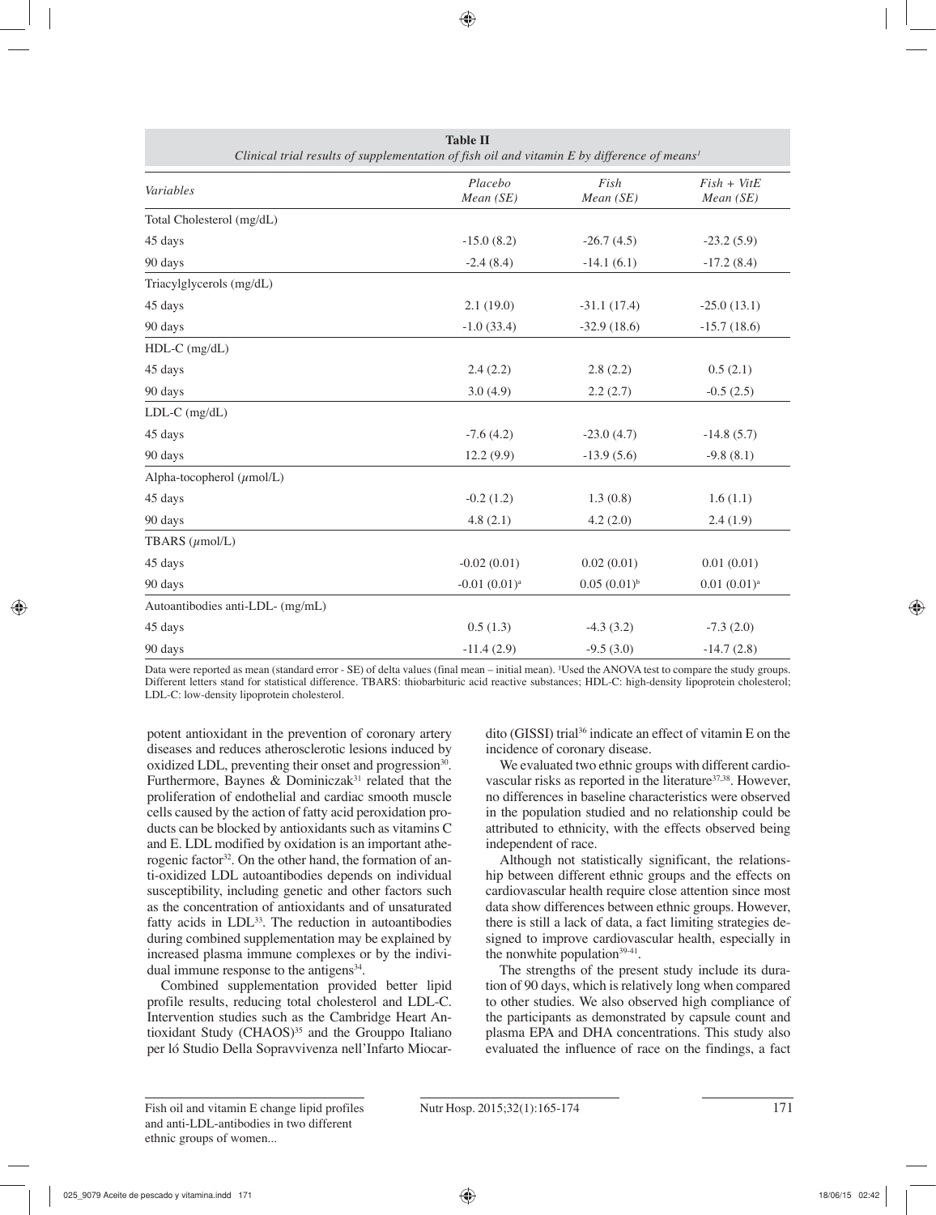**Table II**
*Clinical trial results of supplementation of fish oil and vitamin E by difference of means*[1]

| *Variables* | *Placebo Mean (SE)* | *Fish Mean (SE)* | *Fish + VitE Mean (SE)* |
|---|---|---|---|
| Total Cholesterol (mg/dL) | | | |
| 45 days | -15.0 (8.2) | -26.7 (4.5) | -23.2 (5.9) |
| 90 days | -2.4 (8.4) | -14.1 (6.1) | -17.2 (8.4) |
| Triacylglycerols (mg/dL) | | | |
| 45 days | 2.1 (19.0) | -31.1 (17.4) | -25.0 (13.1) |
| 90 days | -1.0 (33.4) | -32.9 (18.6) | -15.7 (18.6) |
| HDL-C (mg/dL) | | | |
| 45 days | 2.4 (2.2) | 2.8 (2.2) | 0.5 (2.1) |
| 90 days | 3.0 (4.9) | 2.2 (2.7) | -0.5 (2.5) |
| LDL-C (mg/dL) | | | |
| 45 days | -7.6 (4.2) | -23.0 (4.7) | -14.8 (5.7) |
| 90 days | 12.2 (9.9) | -13.9 (5.6) | -9.8 (8.1) |
| Alpha-tocopherol ($\mu$mol/L) | | | |
| 45 days | -0.2 (1.2) | 1.3 (0.8) | 1.6 (1.1) |
| 90 days | 4.8 (2.1) | 4.2 (2.0) | 2.4 (1.9) |
| TBARS ($\mu$mol/L) | | | |
| 45 days | -0.02 (0.01) | 0.02 (0.01) | 0.01 (0.01) |
| 90 days | -0.01 (0.01)[a] | 0.05 (0.01)[b] | 0.01 (0.01)[a] |
| Autoantibodies anti-LDL- (mg/mL) | | | |
| 45 days | 0.5 (1.3) | -4.3 (3.2) | -7.3 (2.0) |
| 90 days | -11.4 (2.9) | -9.5 (3.0) | -14.7 (2.8) |

Data were reported as mean (standard error - SE) of delta values (final mean – initial mean). [1]Used the ANOVA test to compare the study groups. Different letters stand for statistical difference. TBARS: thiobarbituric acid reactive substances; HDL-C: high-density lipoprotein cholesterol; LDL-C: low-density lipoprotein cholesterol.

potent antioxidant in the prevention of coronary artery diseases and reduces atherosclerotic lesions induced by oxidized LDL, preventing their onset and progression[30]. Furthermore, Baynes & Dominiczak[31] related that the proliferation of endothelial and cardiac smooth muscle cells caused by the action of fatty acid peroxidation products can be blocked by antioxidants such as vitamins C and E. LDL modified by oxidation is an important atherogenic factor[32]. On the other hand, the formation of anti-oxidized LDL autoantibodies depends on individual susceptibility, including genetic and other factors such as the concentration of antioxidants and of unsaturated fatty acids in LDL[33]. The reduction in autoantibodies during combined supplementation may be explained by increased plasma immune complexes or by the individual immune response to the antigens[34].

Combined supplementation provided better lipid profile results, reducing total cholesterol and LDL-C. Intervention studies such as the Cambridge Heart Antioxidant Study (CHAOS)[35] and the Grouppo Italiano per ló Studio Della Sopravvivenza nell'Infarto Miocardito (GISSI) trial[36] indicate an effect of vitamin E on the incidence of coronary disease.

We evaluated two ethnic groups with different cardiovascular risks as reported in the literature[37,38]. However, no differences in baseline characteristics were observed in the population studied and no relationship could be attributed to ethnicity, with the effects observed being independent of race.

Although not statistically significant, the relationship between different ethnic groups and the effects on cardiovascular health require close attention since most data show differences between ethnic groups. However, there is still a lack of data, a fact limiting strategies designed to improve cardiovascular health, especially in the nonwhite population[39-41].

The strengths of the present study include its duration of 90 days, which is relatively long when compared to other studies. We also observed high compliance of the participants as demonstrated by capsule count and plasma EPA and DHA concentrations. This study also evaluated the influence of race on the findings, a fact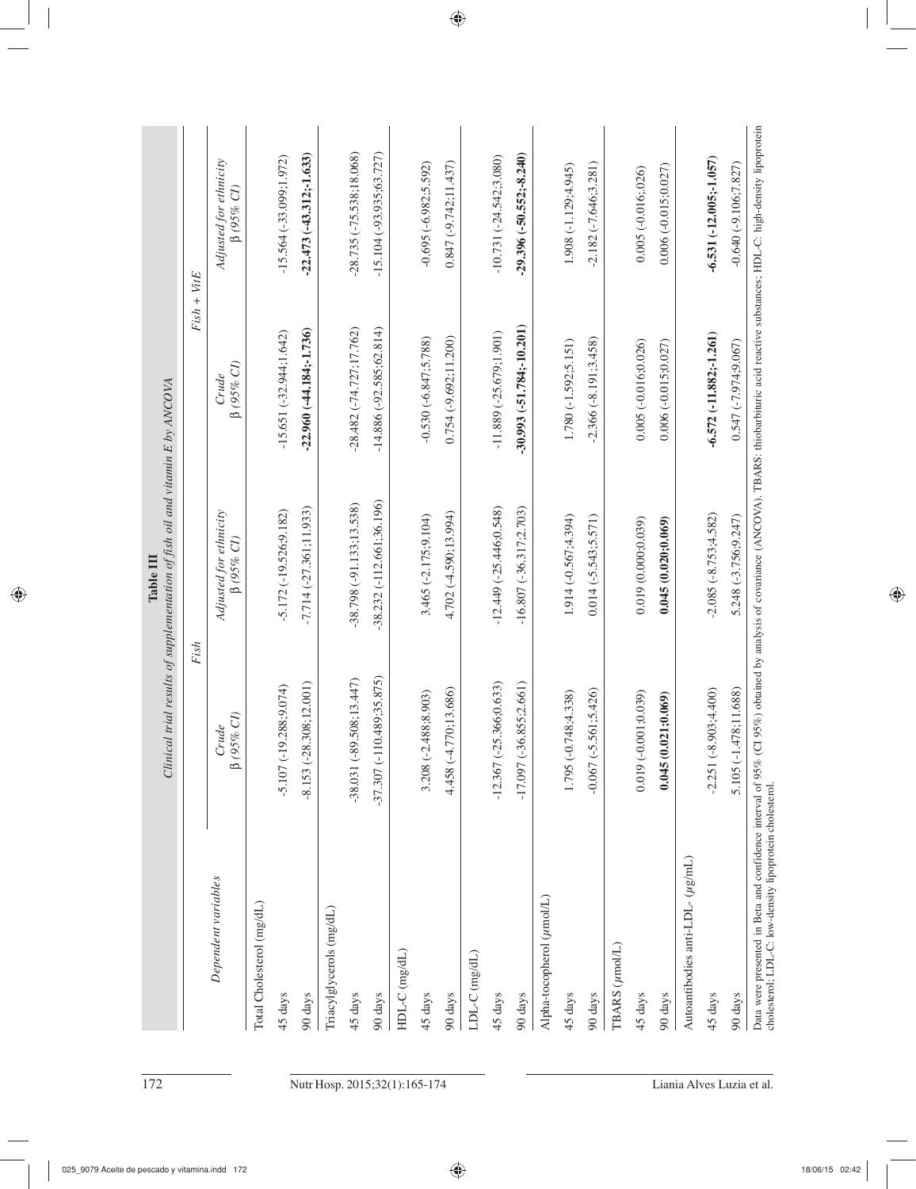**Table III**

*Clinical trial results of supplementation of fish oil and vitamin E by ANCOVA*

| Dependent variables | Fish | | Fish + VitE | |
|---|---|---|---|---|
| | *Crude* β *(95% CI)* | *Adjusted for ethnicity* β *(95% CI)* | *Crude* β *(95% CI)* | *Adjusted for ethnicity* β *(95% CI)* |
| Total Cholesterol (mg/dL) | | | | |
| 45 days | -5.107 (-19.288;9.074) | -5.172 (-19.526;9.182) | -15.651 (-32.944;1.642) | -15.564 (-33.099;1.972) |
| 90 days | -8.153 (-28.308;12.001) | -7.714 (-27.361;11.933) | **-22.960 (-44.184;-1.736)** | **-22.473 (-43.312;-1.633)** |
| Triacylglycerols (mg/dL) | | | | |
| 45 days | -38.031 (-89.508;13.447) | -38.798 (-91.133;13.538) | -28.482 (-74.727;17.762) | -28.735 (-75.538;18.068) |
| 90 days | -37.307 (-110.489;35.875) | -38.232 (-112.661;36.196) | -14.886 (-92.585;62.814) | -15.104 (-93.935;63.727) |
| HDL-C (mg/dL) | | | | |
| 45 days | 3.208 (-2.488;8.903) | 3.465 (-2.175;9.104) | -0.530 (-6.847;5.788) | -0.695 (-6.982;5.592) |
| 90 days | 4.458 (-4.770;13.686) | 4.702 (-4.590;13.994) | 0.754 (-9.692;11.200) | 0.847 (-9.742;11.437) |
| LDL-C (mg/dL) | | | | |
| 45 days | -12.367 (-25.366;0.633) | -12.449 (-25.446;0.548) | -11.889 (-25.679;1.901) | -10.731 (-24.542;3.080) |
| 90 days | -17.097 (-36.855;2.661) | -16.807 (-36.317;2.703) | **-30.993 (-51.784;-10.201)** | **-29.396 (-50.552;-8.240)** |
| Alpha-tocopherol (μmol/L) | | | | |
| 45 days | 1.795 (-0.748;4.338) | 1.914 (-0.567;4.394) | 1.780 (-1.592;5.151) | 1.908 (-1.129;4.945) |
| 90 days | -0.067 (-5.561;5.426) | 0.014 (-5.543;5.571) | -2.366 (-8.191;3.458) | -2.182 (-7.646;3.281) |
| TBARS (μmol/L) | | | | |
| 45 days | 0.019 (-0.001;0.039) | 0.019 (0.000;0.039) | 0.005 (-0.016;0.026) | 0.005 (-0.016;.026) |
| 90 days | **0.045 (0.021;0.069)** | **0.045 (0.020;0.069)** | 0.006 (-0.015;0.027) | 0.006 (-0.015;0.027) |
| Autoantibodies anti-LDL- (μg/mL) | | | | |
| 45 days | -2.251 (-8.903;4.400) | -2.085 (-8.753;4.582) | **-6.572 (-11.882;-1.261)** | **-6.531 (-12.005;-1.057)** |
| 90 days | 5.105 (-1.478;11.688) | 5.248 (-3.756;9.247) | 0.547 (-7.974;9.067) | -0.640 (-9.106;7.827) |

Data were presented in Beta and confidence interval of 95% (CI 95%) obtained by analysis of covariance (ANCOVA). TBARS: thiobarbituric acid reactive substances; HDL-C: high-density lipoprotein cholesterol; LDL-C: low-density lipoprotein cholesterol.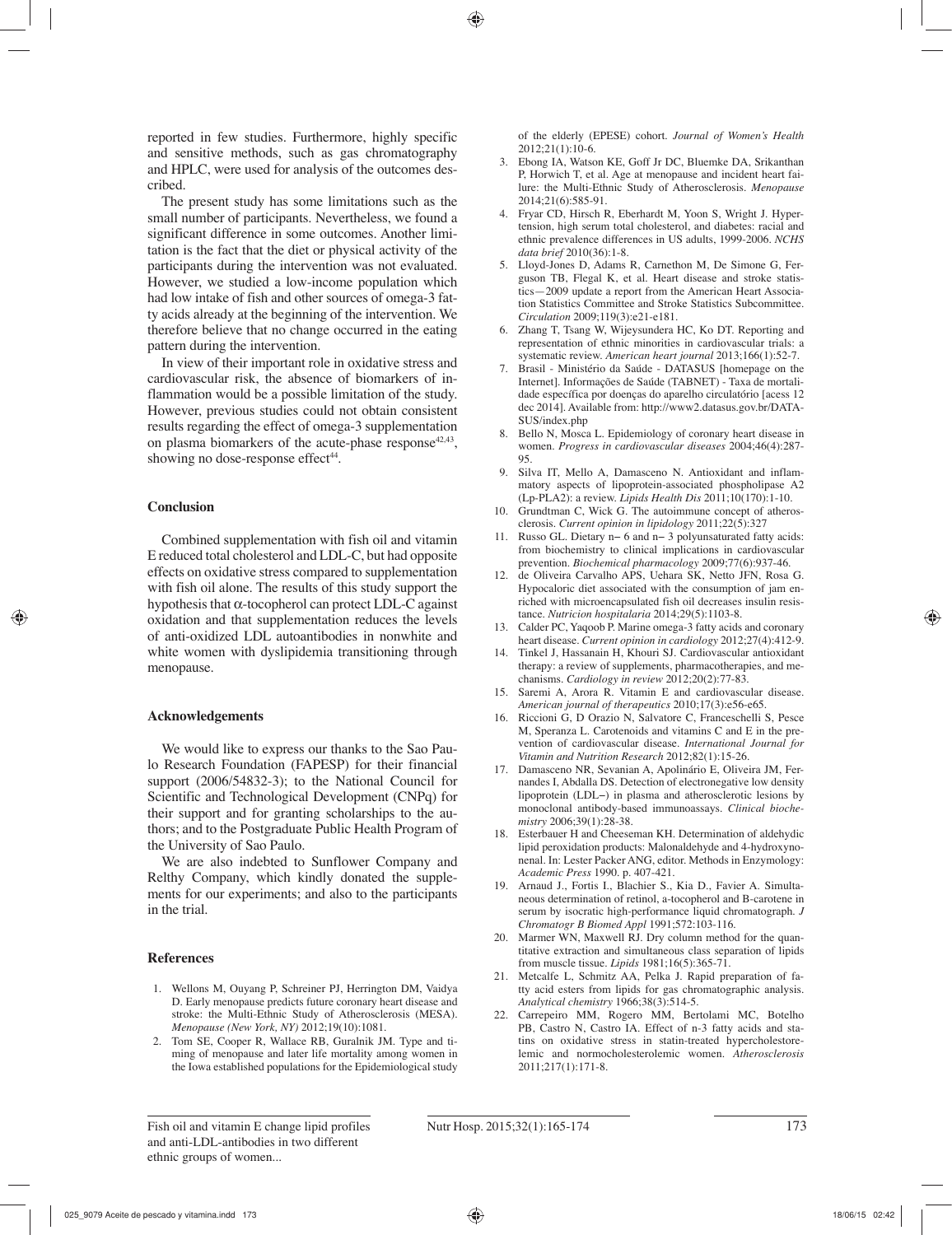reported in few studies. Furthermore, highly specific and sensitive methods, such as gas chromatography and HPLC, were used for analysis of the outcomes described.

The present study has some limitations such as the small number of participants. Nevertheless, we found a significant difference in some outcomes. Another limitation is the fact that the diet or physical activity of the participants during the intervention was not evaluated. However, we studied a low-income population which had low intake of fish and other sources of omega-3 fatty acids already at the beginning of the intervention. We therefore believe that no change occurred in the eating pattern during the intervention.

In view of their important role in oxidative stress and cardiovascular risk, the absence of biomarkers of inflammation would be a possible limitation of the study. However, previous studies could not obtain consistent results regarding the effect of omega-3 supplementation on plasma biomarkers of the acute-phase response[42,43], showing no dose-response effect[44].

## Conclusion

Combined supplementation with fish oil and vitamin E reduced total cholesterol and LDL-C, but had opposite effects on oxidative stress compared to supplementation with fish oil alone. The results of this study support the hypothesis that α-tocopherol can protect LDL-C against oxidation and that supplementation reduces the levels of anti-oxidized LDL autoantibodies in nonwhite and white women with dyslipidemia transitioning through menopause.

## Acknowledgements

We would like to express our thanks to the Sao Paulo Research Foundation (FAPESP) for their financial support (2006/54832-3); to the National Council for Scientific and Technological Development (CNPq) for their support and for granting scholarships to the authors; and to the Postgraduate Public Health Program of the University of Sao Paulo.

We are also indebted to Sunflower Company and Relthy Company, which kindly donated the supplements for our experiments; and also to the participants in the trial.

## References

1. Wellons M, Ouyang P, Schreiner PJ, Herrington DM, Vaidya D. Early menopause predicts future coronary heart disease and stroke: the Multi-Ethnic Study of Atherosclerosis (MESA). *Menopause (New York, NY)* 2012;19(10):1081.
2. Tom SE, Cooper R, Wallace RB, Guralnik JM. Type and timing of menopause and later life mortality among women in the Iowa established populations for the Epidemiological study of the elderly (EPESE) cohort. *Journal of Women's Health* 2012;21(1):10-6.
3. Ebong IA, Watson KE, Goff Jr DC, Bluemke DA, Srikanthan P, Horwich T, et al. Age at menopause and incident heart failure: the Multi-Ethnic Study of Atherosclerosis. *Menopause* 2014;21(6):585-91.
4. Fryar CD, Hirsch R, Eberhardt M, Yoon S, Wright J. Hypertension, high serum total cholesterol, and diabetes: racial and ethnic prevalence differences in US adults, 1999-2006. *NCHS data brief* 2010(36):1-8.
5. Lloyd-Jones D, Adams R, Carnethon M, De Simone G, Ferguson TB, Flegal K, et al. Heart disease and stroke statistics—2009 update a report from the American Heart Association Statistics Committee and Stroke Statistics Subcommittee. *Circulation* 2009;119(3):e21-e181.
6. Zhang T, Tsang W, Wijeysundera HC, Ko DT. Reporting and representation of ethnic minorities in cardiovascular trials: a systematic review. *American heart journal* 2013;166(1):52-7.
7. Brasil - Ministério da Saúde - DATASUS [homepage on the Internet]. Informações de Saúde (TABNET) - Taxa de mortalidade específica por doenças do aparelho circulatório [acess 12 dec 2014]. Available from: http://www2.datasus.gov.br/DATASUS/index.php
8. Bello N, Mosca L. Epidemiology of coronary heart disease in women. *Progress in cardiovascular diseases* 2004;46(4):287-95.
9. Silva IT, Mello A, Damasceno N. Antioxidant and inflammatory aspects of lipoprotein-associated phospholipase A2 (Lp-PLA2): a review. *Lipids Health Dis* 2011;10(170):1-10.
10. Grundtman C, Wick G. The autoimmune concept of atherosclerosis. *Current opinion in lipidology* 2011;22(5):327
11. Russo GL. Dietary n− 6 and n− 3 polyunsaturated fatty acids: from biochemistry to clinical implications in cardiovascular prevention. *Biochemical pharmacology* 2009;77(6):937-46.
12. de Oliveira Carvalho APS, Uehara SK, Netto JFN, Rosa G. Hypocaloric diet associated with the consumption of jam enriched with microencapsulated fish oil decreases insulin resistance. *Nutricion hospitalaria* 2014;29(5):1103-8.
13. Calder PC, Yaqoob P. Marine omega-3 fatty acids and coronary heart disease. *Current opinion in cardiology* 2012;27(4):412-9.
14. Tinkel J, Hassanain H, Khouri SJ. Cardiovascular antioxidant therapy: a review of supplements, pharmacotherapies, and mechanisms. *Cardiology in review* 2012;20(2):77-83.
15. Saremi A, Arora R. Vitamin E and cardiovascular disease. *American journal of therapeutics* 2010;17(3):e56-e65.
16. Riccioni G, D Orazio N, Salvatore C, Franceschelli S, Pesce M, Speranza L. Carotenoids and vitamins C and E in the prevention of cardiovascular disease. *International Journal for Vitamin and Nutrition Research* 2012;82(1):15-26.
17. Damasceno NR, Sevanian A, Apolinário E, Oliveira JM, Fernandes I, Abdalla DS. Detection of electronegative low density lipoprotein (LDL−) in plasma and atherosclerotic lesions by monoclonal antibody-based immunoassays. *Clinical biochemistry* 2006;39(1):28-38.
18. Esterbauer H and Cheeseman KH. Determination of aldehydic lipid peroxidation products: Malonaldehyde and 4-hydroxynonenal. In: Lester Packer ANG, editor. Methods in Enzymology: *Academic Press* 1990. p. 407-421.
19. Arnaud J., Fortis I., Blachier S., Kia D., Favier A. Simultaneous determination of retinol, a-tocopherol and B-carotene in serum by isocratic high-performance liquid chromatograph. *J Chromatogr B Biomed Appl* 1991;572:103-116.
20. Marmer WN, Maxwell RJ. Dry column method for the quantitative extraction and simultaneous class separation of lipids from muscle tissue. *Lipids* 1981;16(5):365-71.
21. Metcalfe L, Schmitz AA, Pelka J. Rapid preparation of fatty acid esters from lipids for gas chromatographic analysis. *Analytical chemistry* 1966;38(3):514-5.
22. Carrepeiro MM, Rogero MM, Bertolami MC, Botelho PB, Castro N, Castro IA. Effect of n-3 fatty acids and statins on oxidative stress in statin-treated hypercholestorelemic and normocholesterolemic women. *Atherosclerosis* 2011;217(1):171-8.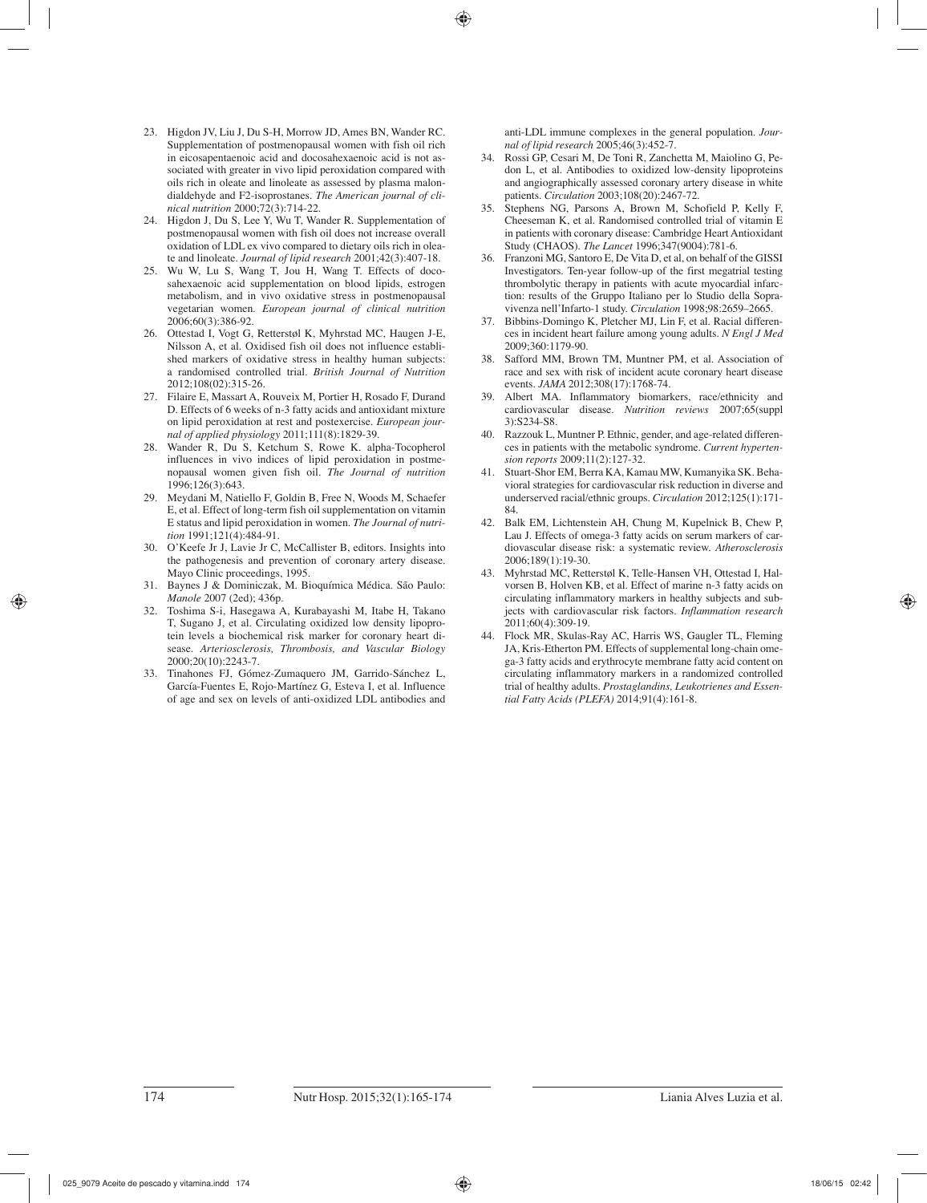23. Higdon JV, Liu J, Du S-H, Morrow JD, Ames BN, Wander RC. Supplementation of postmenopausal women with fish oil rich in eicosapentaenoic acid and docosahexaenoic acid is not associated with greater in vivo lipid peroxidation compared with oils rich in oleate and linoleate as assessed by plasma malondialdehyde and F2-isoprostanes. *The American journal of clinical nutrition* 2000;72(3):714-22.
24. Higdon J, Du S, Lee Y, Wu T, Wander R. Supplementation of postmenopausal women with fish oil does not increase overall oxidation of LDL ex vivo compared to dietary oils rich in oleate and linoleate. *Journal of lipid research* 2001;42(3):407-18.
25. Wu W, Lu S, Wang T, Jou H, Wang T. Effects of docosahexaenoic acid supplementation on blood lipids, estrogen metabolism, and in vivo oxidative stress in postmenopausal vegetarian women. *European journal of clinical nutrition* 2006;60(3):386-92.
26. Ottestad I, Vogt G, Retterstøl K, Myhrstad MC, Haugen J-E, Nilsson A, et al. Oxidised fish oil does not influence established markers of oxidative stress in healthy human subjects: a randomised controlled trial. *British Journal of Nutrition* 2012;108(02):315-26.
27. Filaire E, Massart A, Rouveix M, Portier H, Rosado F, Durand D. Effects of 6 weeks of n-3 fatty acids and antioxidant mixture on lipid peroxidation at rest and postexercise. *European journal of applied physiology* 2011;111(8):1829-39.
28. Wander R, Du S, Ketchum S, Rowe K. alpha-Tocopherol influences in vivo indices of lipid peroxidation in postmenopausal women given fish oil. *The Journal of nutrition* 1996;126(3):643.
29. Meydani M, Natiello F, Goldin B, Free N, Woods M, Schaefer E, et al. Effect of long-term fish oil supplementation on vitamin E status and lipid peroxidation in women. *The Journal of nutrition* 1991;121(4):484-91.
30. O'Keefe Jr J, Lavie Jr C, McCallister B, editors. Insights into the pathogenesis and prevention of coronary artery disease. Mayo Clinic proceedings, 1995.
31. Baynes J & Dominiczak, M. Bioquímica Médica. São Paulo: *Manole* 2007 (2ed); 436p.
32. Toshima S-i, Hasegawa A, Kurabayashi M, Itabe H, Takano T, Sugano J, et al. Circulating oxidized low density lipoprotein levels a biochemical risk marker for coronary heart disease. *Arteriosclerosis, Thrombosis, and Vascular Biology* 2000;20(10):2243-7.
33. Tinahones FJ, Gómez-Zumaquero JM, Garrido-Sánchez L, García-Fuentes E, Rojo-Martínez G, Esteva I, et al. Influence of age and sex on levels of anti-oxidized LDL antibodies and anti-LDL immune complexes in the general population. *Journal of lipid research* 2005;46(3):452-7.
34. Rossi GP, Cesari M, De Toni R, Zanchetta M, Maiolino G, Pedon L, et al. Antibodies to oxidized low-density lipoproteins and angiographically assessed coronary artery disease in white patients. *Circulation* 2003;108(20):2467-72.
35. Stephens NG, Parsons A, Brown M, Schofield P, Kelly F, Cheeseman K, et al. Randomised controlled trial of vitamin E in patients with coronary disease: Cambridge Heart Antioxidant Study (CHAOS). *The Lancet* 1996;347(9004):781-6.
36. Franzoni MG, Santoro E, De Vita D, et al, on behalf of the GISSI Investigators. Ten-year follow-up of the first megatrial testing thrombolytic therapy in patients with acute myocardial infarction: results of the Gruppo Italiano per lo Studio della Sopravivenza nell'Infarto-1 study. *Circulation* 1998;98:2659–2665.
37. Bibbins-Domingo K, Pletcher MJ, Lin F, et al. Racial differences in incident heart failure among young adults. *N Engl J Med* 2009;360:1179-90.
38. Safford MM, Brown TM, Muntner PM, et al. Association of race and sex with risk of incident acute coronary heart disease events. *JAMA* 2012;308(17):1768-74.
39. Albert MA. Inflammatory biomarkers, race/ethnicity and cardiovascular disease. *Nutrition reviews* 2007;65(suppl 3):S234-S8.
40. Razzouk L, Muntner P. Ethnic, gender, and age-related differences in patients with the metabolic syndrome. *Current hypertension reports* 2009;11(2):127-32.
41. Stuart-Shor EM, Berra KA, Kamau MW, Kumanyika SK. Behavioral strategies for cardiovascular risk reduction in diverse and underserved racial/ethnic groups. *Circulation* 2012;125(1):171-84.
42. Balk EM, Lichtenstein AH, Chung M, Kupelnick B, Chew P, Lau J. Effects of omega-3 fatty acids on serum markers of cardiovascular disease risk: a systematic review. *Atherosclerosis* 2006;189(1):19-30.
43. Myhrstad MC, Retterstøl K, Telle-Hansen VH, Ottestad I, Halvorsen B, Holven KB, et al. Effect of marine n-3 fatty acids on circulating inflammatory markers in healthy subjects and subjects with cardiovascular risk factors. *Inflammation research* 2011;60(4):309-19.
44. Flock MR, Skulas-Ray AC, Harris WS, Gaugler TL, Fleming JA, Kris-Etherton PM. Effects of supplemental long-chain omega-3 fatty acids and erythrocyte membrane fatty acid content on circulating inflammatory markers in a randomized controlled trial of healthy adults. *Prostaglandins, Leukotrienes and Essential Fatty Acids (PLEFA)* 2014;91(4):161-8.